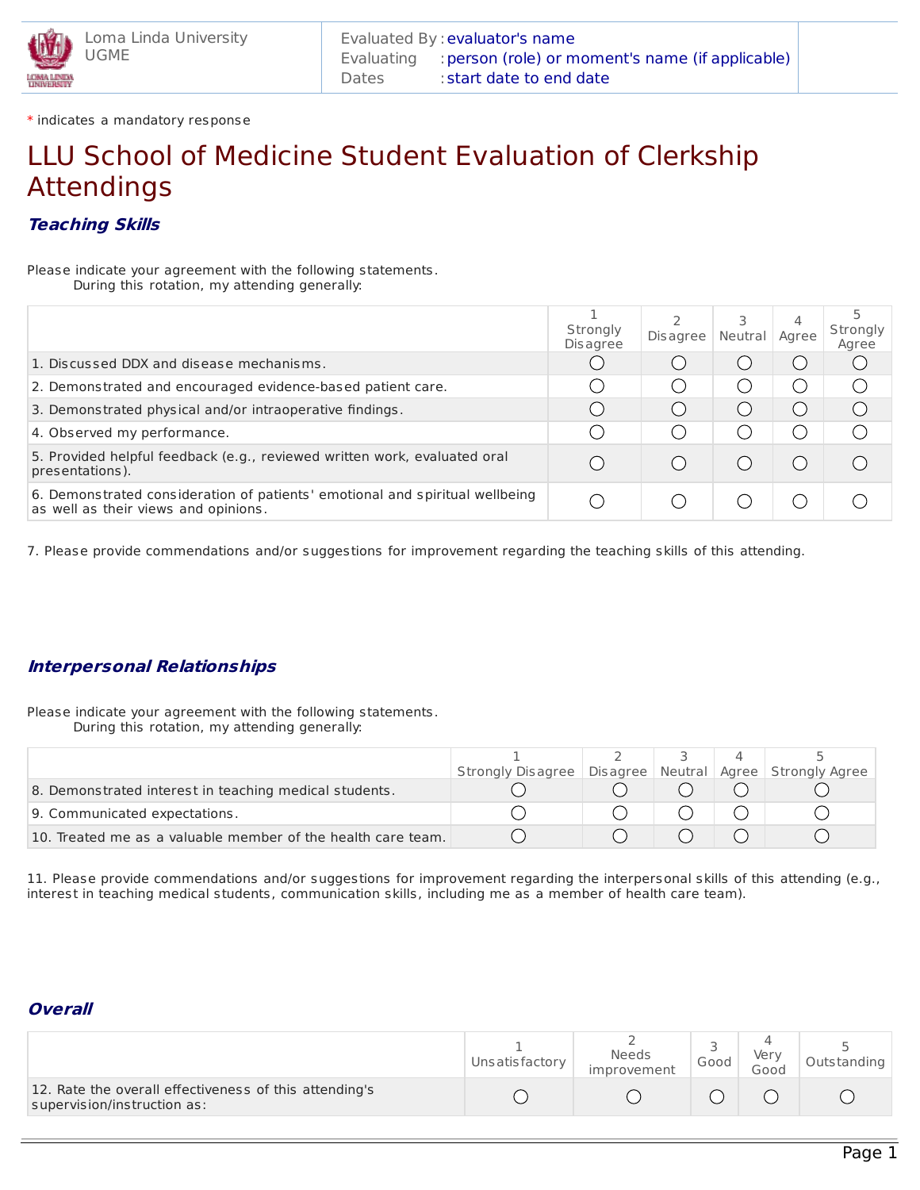Loma Linda University
UGME

Evaluated By : evaluator's name
Evaluating : person (role) or moment's name (if applicable)
Dates : start date to end date

\* indicates a mandatory response

# LLU School of Medicine Student Evaluation of Clerkship Attendings

### *Teaching Skills*

Please indicate your agreement with the following statements.
During this rotation, my attending generally:

| | 1 Strongly Disagree | 2 Disagree | 3 Neutral | 4 Agree | 5 Strongly Agree |
|---|---|---|---|---|---|
| 1. Discussed DDX and disease mechanisms. | ◯ | ◯ | ◯ | ◯ | ◯ |
| 2. Demonstrated and encouraged evidence-based patient care. | ◯ | ◯ | ◯ | ◯ | ◯ |
| 3. Demonstrated physical and/or intraoperative findings. | ◯ | ◯ | ◯ | ◯ | ◯ |
| 4. Observed my performance. | ◯ | ◯ | ◯ | ◯ | ◯ |
| 5. Provided helpful feedback (e.g., reviewed written work, evaluated oral presentations). | ◯ | ◯ | ◯ | ◯ | ◯ |
| 6. Demonstrated consideration of patients' emotional and spiritual wellbeing as well as their views and opinions. | ◯ | ◯ | ◯ | ◯ | ◯ |

7. Please provide commendations and/or suggestions for improvement regarding the teaching skills of this attending.

### *Interpersonal Relationships*

Please indicate your agreement with the following statements.
During this rotation, my attending generally:

| | 1 Strongly Disagree | 2 Disagree | 3 Neutral | 4 Agree | 5 Strongly Agree |
|---|---|---|---|---|---|
| 8. Demonstrated interest in teaching medical students. | ◯ | ◯ | ◯ | ◯ | ◯ |
| 9. Communicated expectations. | ◯ | ◯ | ◯ | ◯ | ◯ |
| 10. Treated me as a valuable member of the health care team. | ◯ | ◯ | ◯ | ◯ | ◯ |

11. Please provide commendations and/or suggestions for improvement regarding the interpersonal skills of this attending (e.g., interest in teaching medical students, communication skills, including me as a member of health care team).

### *Overall*

| | 1 Unsatisfactory | 2 Needs improvement | 3 Good | 4 Very Good | 5 Outstanding |
|---|---|---|---|---|---|
| 12. Rate the overall effectiveness of this attending's supervision/instruction as: | ◯ | ◯ | ◯ | ◯ | ◯ |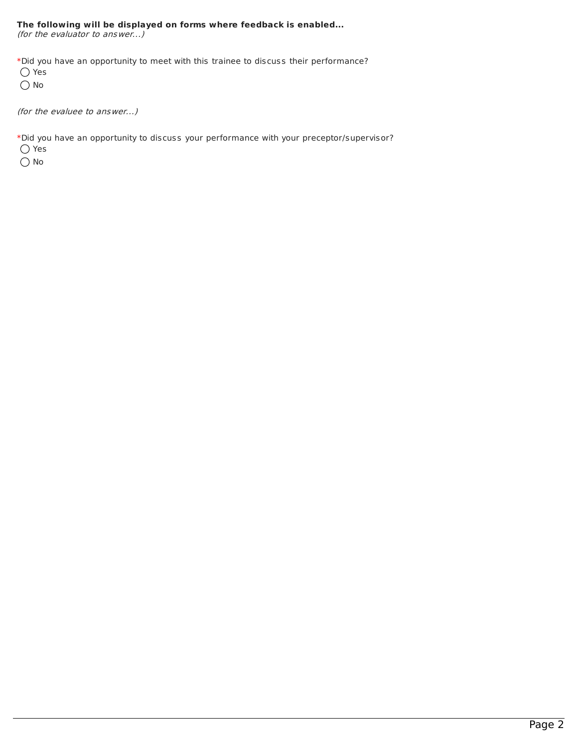**The following will be displayed on forms where feedback is enabled...**
*(for the evaluator to answer...)*

*Did you have an opportunity to meet with this trainee to discuss their performance?

- ◯ Yes
- ◯ No

*(for the evaluee to answer...)*

*Did you have an opportunity to discuss your performance with your preceptor/supervisor?

- ◯ Yes
- ◯ No